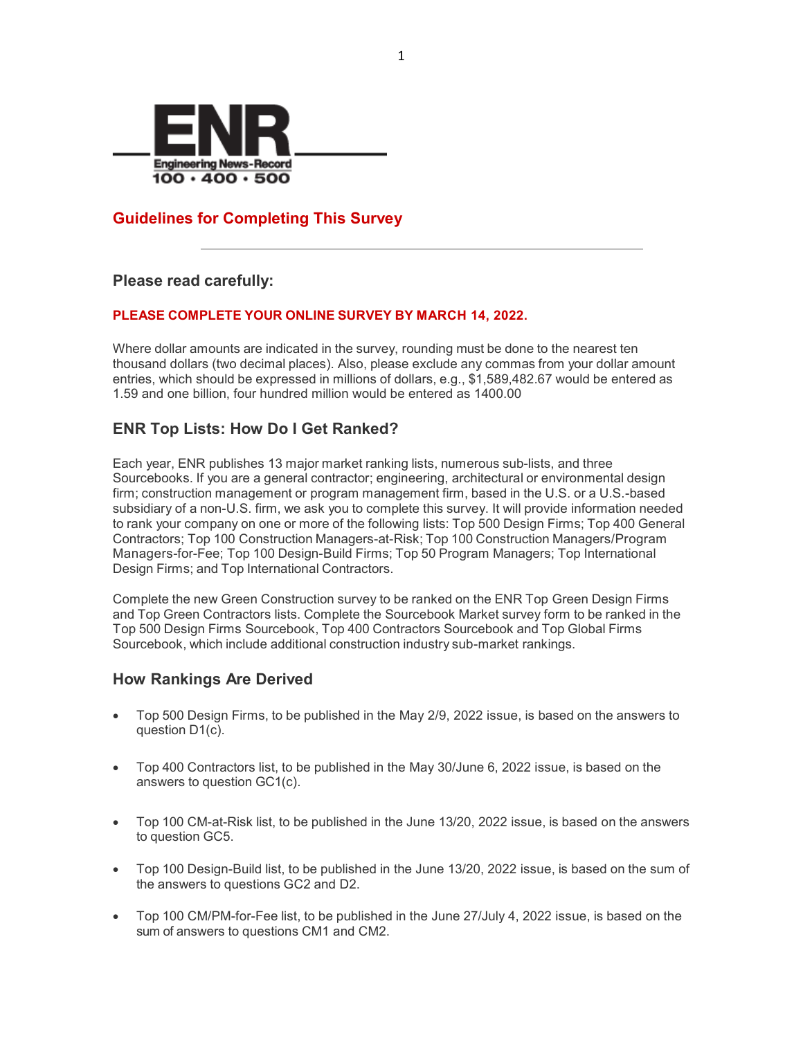ENR

Engineering News-Record

100 • 400 • 500

## Guidelines for Completing This Survey

---

### Please read carefully:

**PLEASE COMPLETE YOUR ONLINE SURVEY BY MARCH 14, 2022.**

Where dollar amounts are indicated in the survey, rounding must be done to the nearest ten thousand dollars (two decimal places). Also, please exclude any commas from your dollar amount entries, which should be expressed in millions of dollars, e.g., $1,589,482.67 would be entered as 1.59 and one billion, four hundred million would be entered as 1400.00

### ENR Top Lists: How Do I Get Ranked?

Each year, ENR publishes 13 major market ranking lists, numerous sub-lists, and three Sourcebooks. If you are a general contractor; engineering, architectural or environmental design firm; construction management or program management firm, based in the U.S. or a U.S.-based subsidiary of a non-U.S. firm, we ask you to complete this survey. It will provide information needed to rank your company on one or more of the following lists: Top 500 Design Firms; Top 400 General Contractors; Top 100 Construction Managers-at-Risk; Top 100 Construction Managers/Program Managers-for-Fee; Top 100 Design-Build Firms; Top 50 Program Managers; Top International Design Firms; and Top International Contractors.

Complete the new Green Construction survey to be ranked on the ENR Top Green Design Firms and Top Green Contractors lists. Complete the Sourcebook Market survey form to be ranked in the Top 500 Design Firms Sourcebook, Top 400 Contractors Sourcebook and Top Global Firms Sourcebook, which include additional construction industry sub-market rankings.

### How Rankings Are Derived

- Top 500 Design Firms, to be published in the May 2/9, 2022 issue, is based on the answers to question D1(c).
- Top 400 Contractors list, to be published in the May 30/June 6, 2022 issue, is based on the answers to question GC1(c).
- Top 100 CM-at-Risk list, to be published in the June 13/20, 2022 issue, is based on the answers to question GC5.
- Top 100 Design-Build list, to be published in the June 13/20, 2022 issue, is based on the sum of the answers to questions GC2 and D2.
- Top 100 CM/PM-for-Fee list, to be published in the June 27/July 4, 2022 issue, is based on the sum of answers to questions CM1 and CM2.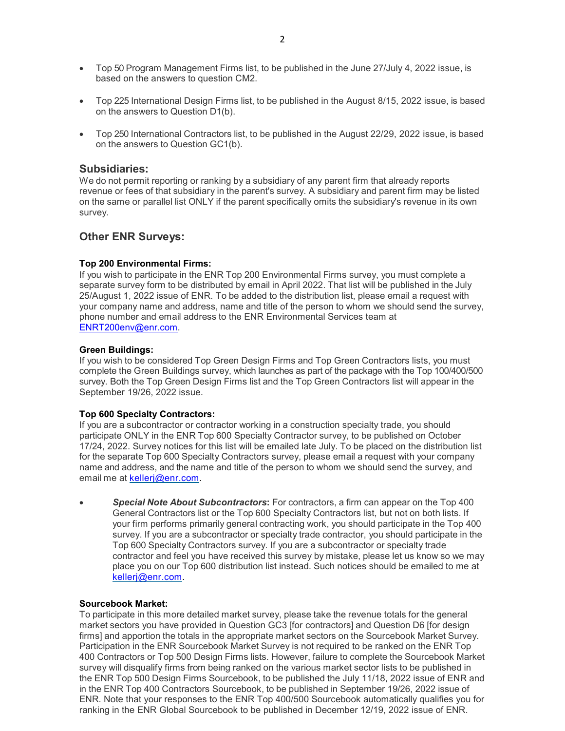- Top 50 Program Management Firms list, to be published in the June 27/July 4, 2022 issue, is based on the answers to question CM2.
- Top 225 International Design Firms list, to be published in the August 8/15, 2022 issue, is based on the answers to Question D1(b).
- Top 250 International Contractors list, to be published in the August 22/29, 2022 issue, is based on the answers to Question GC1(b).

## Subsidiaries:

We do not permit reporting or ranking by a subsidiary of any parent firm that already reports revenue or fees of that subsidiary in the parent's survey. A subsidiary and parent firm may be listed on the same or parallel list ONLY if the parent specifically omits the subsidiary's revenue in its own survey.

## Other ENR Surveys:

**Top 200 Environmental Firms:**
If you wish to participate in the ENR Top 200 Environmental Firms survey, you must complete a separate survey form to be distributed by email in April 2022. That list will be published in the July 25/August 1, 2022 issue of ENR. To be added to the distribution list, please email a request with your company name and address, name and title of the person to whom we should send the survey, phone number and email address to the ENR Environmental Services team at ENRT200env@enr.com.

**Green Buildings:**
If you wish to be considered Top Green Design Firms and Top Green Contractors lists, you must complete the Green Buildings survey, which launches as part of the package with the Top 100/400/500 survey. Both the Top Green Design Firms list and the Top Green Contractors list will appear in the September 19/26, 2022 issue.

**Top 600 Specialty Contractors:**
If you are a subcontractor or contractor working in a construction specialty trade, you should participate ONLY in the ENR Top 600 Specialty Contractor survey, to be published on October 17/24, 2022. Survey notices for this list will be emailed late July. To be placed on the distribution list for the separate Top 600 Specialty Contractors survey, please email a request with your company name and address, and the name and title of the person to whom we should send the survey, and email me at kellerj@enr.com.

- ***Special Note About Subcontractors*:** For contractors, a firm can appear on the Top 400 General Contractors list or the Top 600 Specialty Contractors list, but not on both lists. If your firm performs primarily general contracting work, you should participate in the Top 400 survey. If you are a subcontractor or specialty trade contractor, you should participate in the Top 600 Specialty Contractors survey. If you are a subcontractor or specialty trade contractor and feel you have received this survey by mistake, please let us know so we may place you on our Top 600 distribution list instead. Such notices should be emailed to me at kellerj@enr.com.

**Sourcebook Market:**
To participate in this more detailed market survey, please take the revenue totals for the general market sectors you have provided in Question GC3 [for contractors] and Question D6 [for design firms] and apportion the totals in the appropriate market sectors on the Sourcebook Market Survey. Participation in the ENR Sourcebook Market Survey is not required to be ranked on the ENR Top 400 Contractors or Top 500 Design Firms lists. However, failure to complete the Sourcebook Market survey will disqualify firms from being ranked on the various market sector lists to be published in the ENR Top 500 Design Firms Sourcebook, to be published the July 11/18, 2022 issue of ENR and in the ENR Top 400 Contractors Sourcebook, to be published in September 19/26, 2022 issue of ENR. Note that your responses to the ENR Top 400/500 Sourcebook automatically qualifies you for ranking in the ENR Global Sourcebook to be published in December 12/19, 2022 issue of ENR.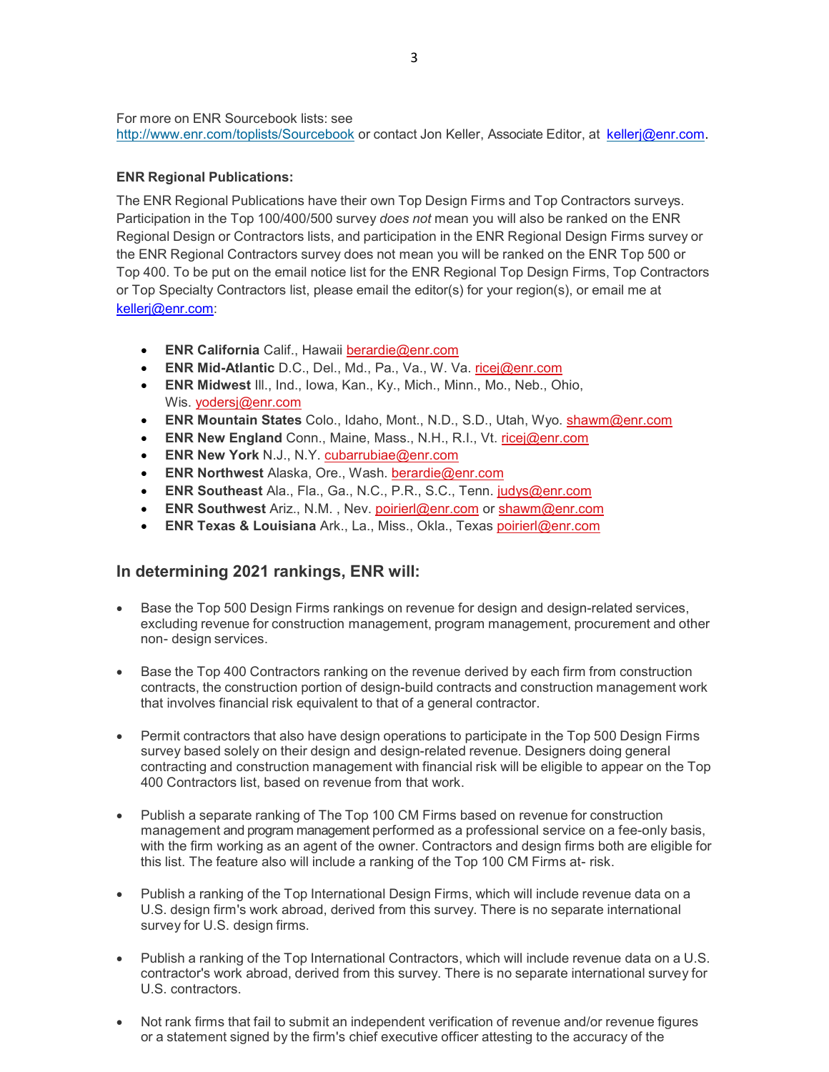For more on ENR Sourcebook lists: see http://www.enr.com/toplists/Sourcebook or contact Jon Keller, Associate Editor, at kellerj@enr.com.

**ENR Regional Publications:**

The ENR Regional Publications have their own Top Design Firms and Top Contractors surveys. Participation in the Top 100/400/500 survey *does not* mean you will also be ranked on the ENR Regional Design or Contractors lists, and participation in the ENR Regional Design Firms survey or the ENR Regional Contractors survey does not mean you will be ranked on the ENR Top 500 or Top 400. To be put on the email notice list for the ENR Regional Top Design Firms, Top Contractors or Top Specialty Contractors list, please email the editor(s) for your region(s), or email me at kellerj@enr.com:

- **ENR California** Calif., Hawaii berardie@enr.com
- **ENR Mid-Atlantic** D.C., Del., Md., Pa., Va., W. Va. ricej@enr.com
- **ENR Midwest** Ill., Ind., Iowa, Kan., Ky., Mich., Minn., Mo., Neb., Ohio, Wis. yodersj@enr.com
- **ENR Mountain States** Colo., Idaho, Mont., N.D., S.D., Utah, Wyo. shawm@enr.com
- **ENR New England** Conn., Maine, Mass., N.H., R.I., Vt. ricej@enr.com
- **ENR New York** N.J., N.Y. cubarrubiae@enr.com
- **ENR Northwest** Alaska, Ore., Wash. berardie@enr.com
- **ENR Southeast** Ala., Fla., Ga., N.C., P.R., S.C., Tenn. judys@enr.com
- **ENR Southwest** Ariz., N.M. , Nev. poirierl@enr.com or shawm@enr.com
- **ENR Texas & Louisiana** Ark., La., Miss., Okla., Texas poirierl@enr.com

## In determining 2021 rankings, ENR will:

- Base the Top 500 Design Firms rankings on revenue for design and design-related services, excluding revenue for construction management, program management, procurement and other non- design services.

- Base the Top 400 Contractors ranking on the revenue derived by each firm from construction contracts, the construction portion of design-build contracts and construction management work that involves financial risk equivalent to that of a general contractor.

- Permit contractors that also have design operations to participate in the Top 500 Design Firms survey based solely on their design and design-related revenue. Designers doing general contracting and construction management with financial risk will be eligible to appear on the Top 400 Contractors list, based on revenue from that work.

- Publish a separate ranking of The Top 100 CM Firms based on revenue for construction management and program management performed as a professional service on a fee-only basis, with the firm working as an agent of the owner. Contractors and design firms both are eligible for this list. The feature also will include a ranking of the Top 100 CM Firms at- risk.

- Publish a ranking of the Top International Design Firms, which will include revenue data on a U.S. design firm's work abroad, derived from this survey. There is no separate international survey for U.S. design firms.

- Publish a ranking of the Top International Contractors, which will include revenue data on a U.S. contractor's work abroad, derived from this survey. There is no separate international survey for U.S. contractors.

- Not rank firms that fail to submit an independent verification of revenue and/or revenue figures or a statement signed by the firm's chief executive officer attesting to the accuracy of the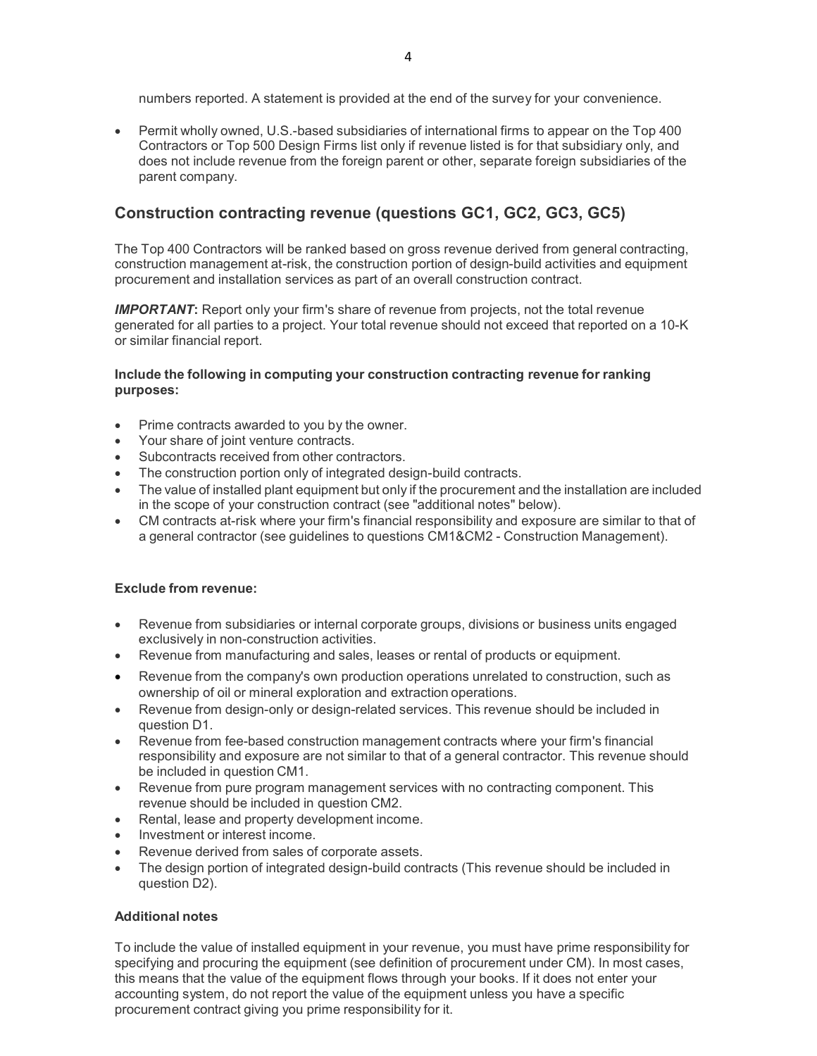numbers reported. A statement is provided at the end of the survey for your convenience.

- Permit wholly owned, U.S.-based subsidiaries of international firms to appear on the Top 400 Contractors or Top 500 Design Firms list only if revenue listed is for that subsidiary only, and does not include revenue from the foreign parent or other, separate foreign subsidiaries of the parent company.

## Construction contracting revenue (questions GC1, GC2, GC3, GC5)

The Top 400 Contractors will be ranked based on gross revenue derived from general contracting, construction management at-risk, the construction portion of design-build activities and equipment procurement and installation services as part of an overall construction contract.

***IMPORTANT*:** Report only your firm's share of revenue from projects, not the total revenue generated for all parties to a project. Your total revenue should not exceed that reported on a 10-K or similar financial report.

**Include the following in computing your construction contracting revenue for ranking purposes:**

- Prime contracts awarded to you by the owner.
- Your share of joint venture contracts.
- Subcontracts received from other contractors.
- The construction portion only of integrated design-build contracts.
- The value of installed plant equipment but only if the procurement and the installation are included in the scope of your construction contract (see "additional notes" below).
- CM contracts at-risk where your firm's financial responsibility and exposure are similar to that of a general contractor (see guidelines to questions CM1&CM2 - Construction Management).

**Exclude from revenue:**

- Revenue from subsidiaries or internal corporate groups, divisions or business units engaged exclusively in non-construction activities.
- Revenue from manufacturing and sales, leases or rental of products or equipment.
- Revenue from the company's own production operations unrelated to construction, such as ownership of oil or mineral exploration and extraction operations.
- Revenue from design-only or design-related services. This revenue should be included in question D1.
- Revenue from fee-based construction management contracts where your firm's financial responsibility and exposure are not similar to that of a general contractor. This revenue should be included in question CM1.
- Revenue from pure program management services with no contracting component. This revenue should be included in question CM2.
- Rental, lease and property development income.
- Investment or interest income.
- Revenue derived from sales of corporate assets.
- The design portion of integrated design-build contracts (This revenue should be included in question D2).

**Additional notes**

To include the value of installed equipment in your revenue, you must have prime responsibility for specifying and procuring the equipment (see definition of procurement under CM). In most cases, this means that the value of the equipment flows through your books. If it does not enter your accounting system, do not report the value of the equipment unless you have a specific procurement contract giving you prime responsibility for it.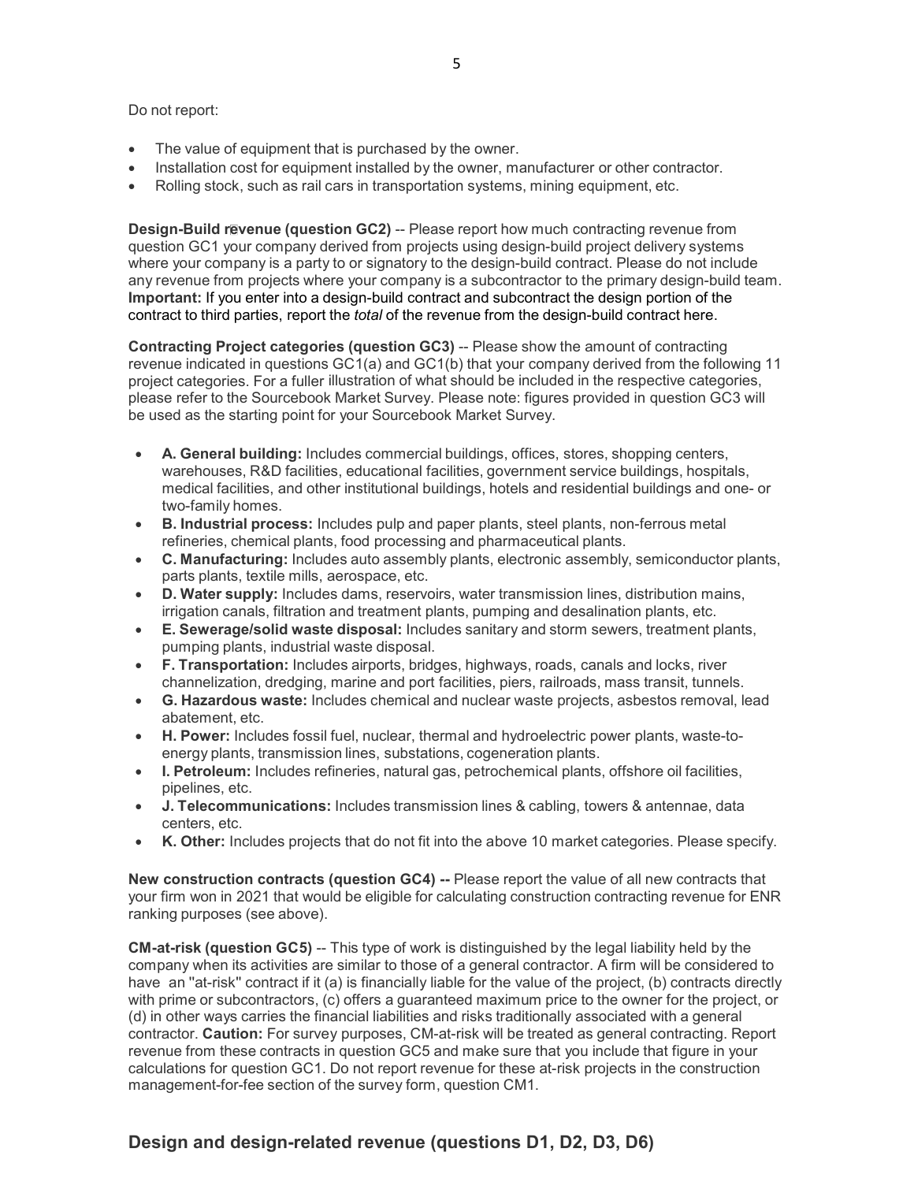Do not report:

- The value of equipment that is purchased by the owner.
- Installation cost for equipment installed by the owner, manufacturer or other contractor.
- Rolling stock, such as rail cars in transportation systems, mining equipment, etc.

**Design-Build revenue (question GC2)** -- Please report how much contracting revenue from question GC1 your company derived from projects using design-build project delivery systems where your company is a party to or signatory to the design-build contract. Please do not include any revenue from projects where your company is a subcontractor to the primary design-build team. **Important:** If you enter into a design-build contract and subcontract the design portion of the contract to third parties, report the *total* of the revenue from the design-build contract here.

**Contracting Project categories (question GC3)** -- Please show the amount of contracting revenue indicated in questions GC1(a) and GC1(b) that your company derived from the following 11 project categories. For a fuller illustration of what should be included in the respective categories, please refer to the Sourcebook Market Survey. Please note: figures provided in question GC3 will be used as the starting point for your Sourcebook Market Survey.

- **A. General building:** Includes commercial buildings, offices, stores, shopping centers, warehouses, R&D facilities, educational facilities, government service buildings, hospitals, medical facilities, and other institutional buildings, hotels and residential buildings and one- or two-family homes.
- **B. Industrial process:** Includes pulp and paper plants, steel plants, non-ferrous metal refineries, chemical plants, food processing and pharmaceutical plants.
- **C. Manufacturing:** Includes auto assembly plants, electronic assembly, semiconductor plants, parts plants, textile mills, aerospace, etc.
- **D. Water supply:** Includes dams, reservoirs, water transmission lines, distribution mains, irrigation canals, filtration and treatment plants, pumping and desalination plants, etc.
- **E. Sewerage/solid waste disposal:** Includes sanitary and storm sewers, treatment plants, pumping plants, industrial waste disposal.
- **F. Transportation:** Includes airports, bridges, highways, roads, canals and locks, river channelization, dredging, marine and port facilities, piers, railroads, mass transit, tunnels.
- **G. Hazardous waste:** Includes chemical and nuclear waste projects, asbestos removal, lead abatement, etc.
- **H. Power:** Includes fossil fuel, nuclear, thermal and hydroelectric power plants, waste-to-energy plants, transmission lines, substations, cogeneration plants.
- **I. Petroleum:** Includes refineries, natural gas, petrochemical plants, offshore oil facilities, pipelines, etc.
- **J. Telecommunications:** Includes transmission lines & cabling, towers & antennae, data centers, etc.
- **K. Other:** Includes projects that do not fit into the above 10 market categories. Please specify.

**New construction contracts (question GC4) --** Please report the value of all new contracts that your firm won in 2021 that would be eligible for calculating construction contracting revenue for ENR ranking purposes (see above).

**CM-at-risk (question GC5)** -- This type of work is distinguished by the legal liability held by the company when its activities are similar to those of a general contractor. A firm will be considered to have an "at-risk" contract if it (a) is financially liable for the value of the project, (b) contracts directly with prime or subcontractors, (c) offers a guaranteed maximum price to the owner for the project, or (d) in other ways carries the financial liabilities and risks traditionally associated with a general contractor. **Caution:** For survey purposes, CM-at-risk will be treated as general contracting. Report revenue from these contracts in question GC5 and make sure that you include that figure in your calculations for question GC1. Do not report revenue for these at-risk projects in the construction management-for-fee section of the survey form, question CM1.

## Design and design-related revenue (questions D1, D2, D3, D6)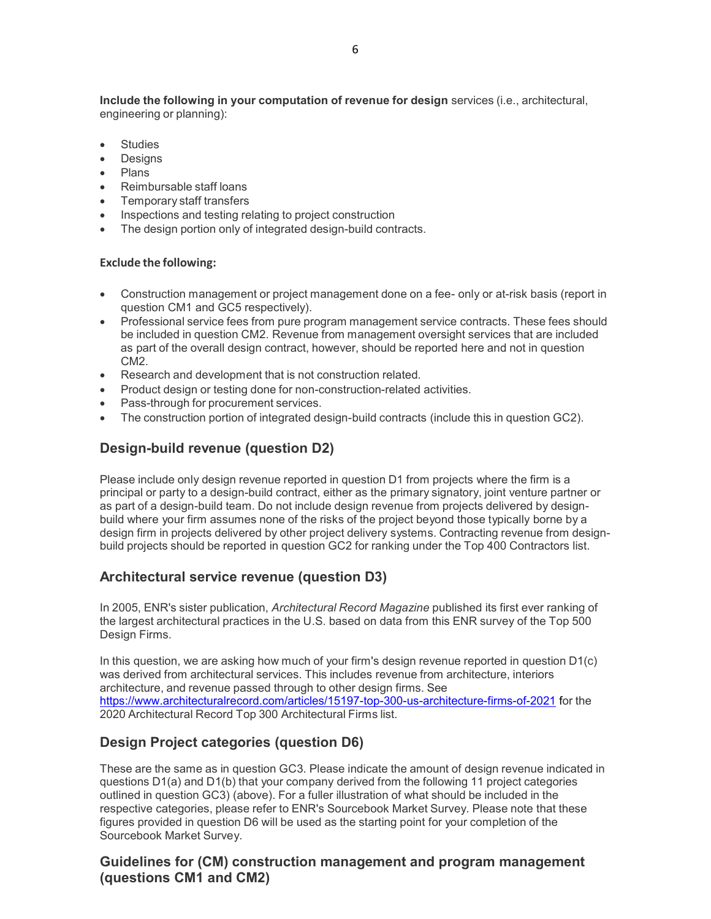**Include the following in your computation of revenue for design** services (i.e., architectural, engineering or planning):

- Studies
- Designs
- Plans
- Reimbursable staff loans
- Temporary staff transfers
- Inspections and testing relating to project construction
- The design portion only of integrated design-build contracts.

**Exclude the following:**

- Construction management or project management done on a fee- only or at-risk basis (report in question CM1 and GC5 respectively).
- Professional service fees from pure program management service contracts. These fees should be included in question CM2. Revenue from management oversight services that are included as part of the overall design contract, however, should be reported here and not in question CM2.
- Research and development that is not construction related.
- Product design or testing done for non-construction-related activities.
- Pass-through for procurement services.
- The construction portion of integrated design-build contracts (include this in question GC2).

## Design-build revenue (question D2)

Please include only design revenue reported in question D1 from projects where the firm is a principal or party to a design-build contract, either as the primary signatory, joint venture partner or as part of a design-build team. Do not include design revenue from projects delivered by design-build where your firm assumes none of the risks of the project beyond those typically borne by a design firm in projects delivered by other project delivery systems. Contracting revenue from design-build projects should be reported in question GC2 for ranking under the Top 400 Contractors list.

## Architectural service revenue (question D3)

In 2005, ENR's sister publication, *Architectural Record Magazine* published its first ever ranking of the largest architectural practices in the U.S. based on data from this ENR survey of the Top 500 Design Firms.

In this question, we are asking how much of your firm's design revenue reported in question D1(c) was derived from architectural services. This includes revenue from architecture, interiors architecture, and revenue passed through to other design firms. See https://www.architecturalrecord.com/articles/15197-top-300-us-architecture-firms-of-2021 for the 2020 Architectural Record Top 300 Architectural Firms list.

## Design Project categories (question D6)

These are the same as in question GC3. Please indicate the amount of design revenue indicated in questions D1(a) and D1(b) that your company derived from the following 11 project categories outlined in question GC3) (above). For a fuller illustration of what should be included in the respective categories, please refer to ENR's Sourcebook Market Survey. Please note that these figures provided in question D6 will be used as the starting point for your completion of the Sourcebook Market Survey.

## Guidelines for (CM) construction management and program management (questions CM1 and CM2)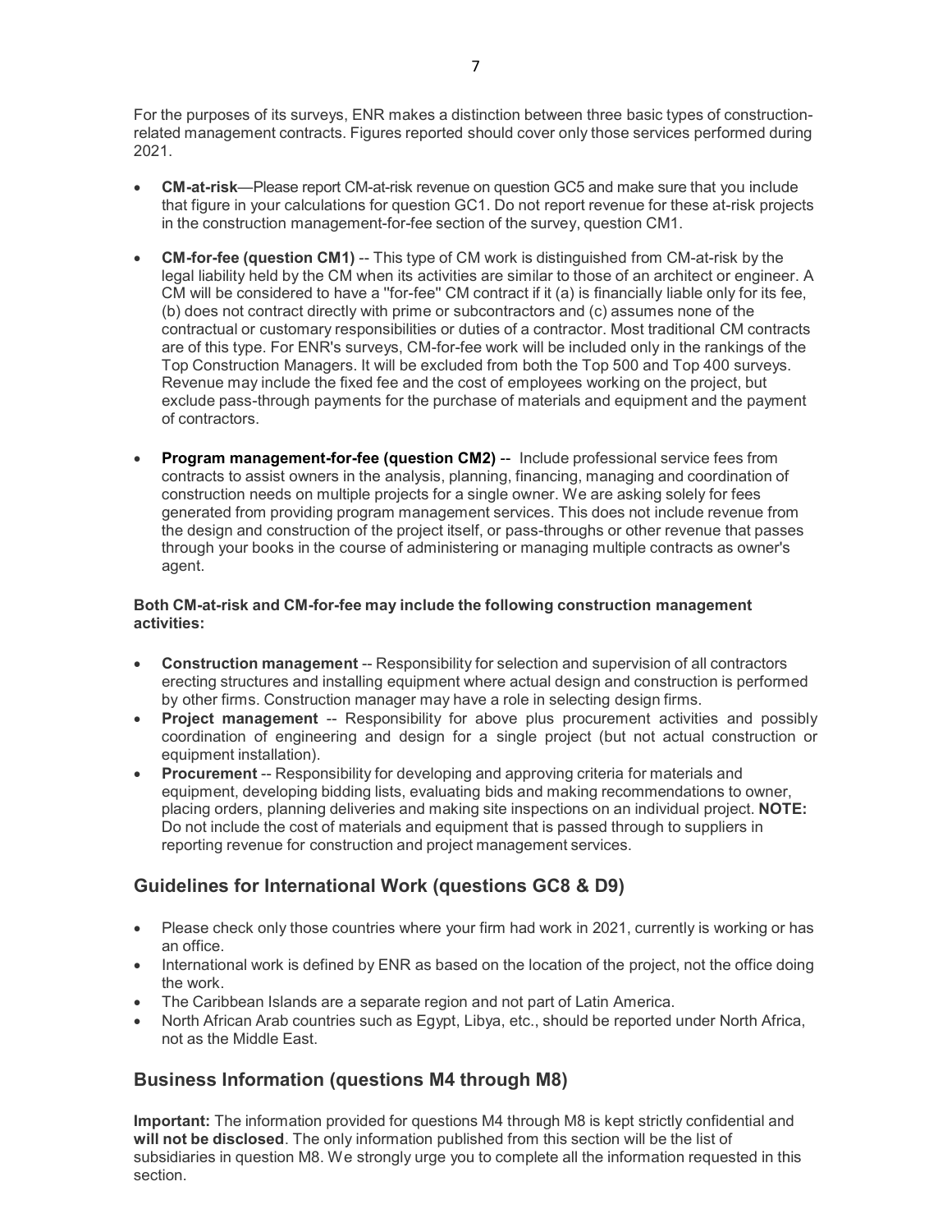For the purposes of its surveys, ENR makes a distinction between three basic types of construction-related management contracts. Figures reported should cover only those services performed during 2021.

- **CM-at-risk**—Please report CM-at-risk revenue on question GC5 and make sure that you include that figure in your calculations for question GC1. Do not report revenue for these at-risk projects in the construction management-for-fee section of the survey, question CM1.
- **CM-for-fee (question CM1)** -- This type of CM work is distinguished from CM-at-risk by the legal liability held by the CM when its activities are similar to those of an architect or engineer. A CM will be considered to have a "for-fee" CM contract if it (a) is financially liable only for its fee, (b) does not contract directly with prime or subcontractors and (c) assumes none of the contractual or customary responsibilities or duties of a contractor. Most traditional CM contracts are of this type. For ENR's surveys, CM-for-fee work will be included only in the rankings of the Top Construction Managers. It will be excluded from both the Top 500 and Top 400 surveys. Revenue may include the fixed fee and the cost of employees working on the project, but exclude pass-through payments for the purchase of materials and equipment and the payment of contractors.
- **Program management-for-fee (question CM2)** -- Include professional service fees from contracts to assist owners in the analysis, planning, financing, managing and coordination of construction needs on multiple projects for a single owner. We are asking solely for fees generated from providing program management services. This does not include revenue from the design and construction of the project itself, or pass-throughs or other revenue that passes through your books in the course of administering or managing multiple contracts as owner's agent.

**Both CM-at-risk and CM-for-fee may include the following construction management activities:**

- **Construction management** -- Responsibility for selection and supervision of all contractors erecting structures and installing equipment where actual design and construction is performed by other firms. Construction manager may have a role in selecting design firms.
- **Project management** -- Responsibility for above plus procurement activities and possibly coordination of engineering and design for a single project (but not actual construction or equipment installation).
- **Procurement** -- Responsibility for developing and approving criteria for materials and equipment, developing bidding lists, evaluating bids and making recommendations to owner, placing orders, planning deliveries and making site inspections on an individual project. **NOTE:** Do not include the cost of materials and equipment that is passed through to suppliers in reporting revenue for construction and project management services.

## Guidelines for International Work (questions GC8 & D9)

- Please check only those countries where your firm had work in 2021, currently is working or has an office.
- International work is defined by ENR as based on the location of the project, not the office doing the work.
- The Caribbean Islands are a separate region and not part of Latin America.
- North African Arab countries such as Egypt, Libya, etc., should be reported under North Africa, not as the Middle East.

## Business Information (questions M4 through M8)

**Important:** The information provided for questions M4 through M8 is kept strictly confidential and **will not be disclosed**. The only information published from this section will be the list of subsidiaries in question M8. We strongly urge you to complete all the information requested in this section.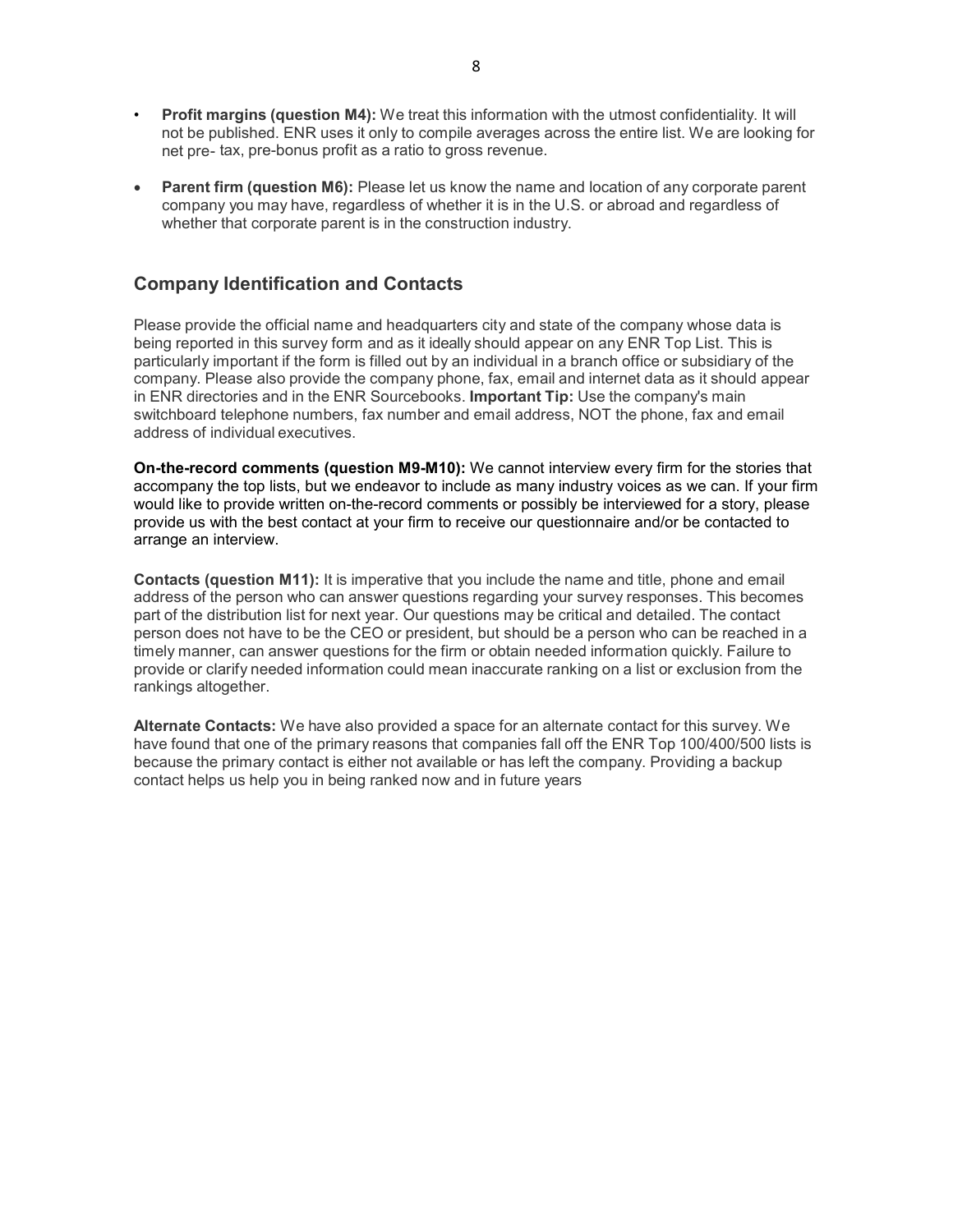- **Profit margins (question M4):** We treat this information with the utmost confidentiality. It will not be published. ENR uses it only to compile averages across the entire list. We are looking for net pre- tax, pre-bonus profit as a ratio to gross revenue.
- **Parent firm (question M6):** Please let us know the name and location of any corporate parent company you may have, regardless of whether it is in the U.S. or abroad and regardless of whether that corporate parent is in the construction industry.

## Company Identification and Contacts

Please provide the official name and headquarters city and state of the company whose data is being reported in this survey form and as it ideally should appear on any ENR Top List. This is particularly important if the form is filled out by an individual in a branch office or subsidiary of the company. Please also provide the company phone, fax, email and internet data as it should appear in ENR directories and in the ENR Sourcebooks. **Important Tip:** Use the company's main switchboard telephone numbers, fax number and email address, NOT the phone, fax and email address of individual executives.

**On-the-record comments (question M9-M10):** We cannot interview every firm for the stories that accompany the top lists, but we endeavor to include as many industry voices as we can. If your firm would like to provide written on-the-record comments or possibly be interviewed for a story, please provide us with the best contact at your firm to receive our questionnaire and/or be contacted to arrange an interview.

**Contacts (question M11):** It is imperative that you include the name and title, phone and email address of the person who can answer questions regarding your survey responses. This becomes part of the distribution list for next year. Our questions may be critical and detailed. The contact person does not have to be the CEO or president, but should be a person who can be reached in a timely manner, can answer questions for the firm or obtain needed information quickly. Failure to provide or clarify needed information could mean inaccurate ranking on a list or exclusion from the rankings altogether.

**Alternate Contacts:** We have also provided a space for an alternate contact for this survey. We have found that one of the primary reasons that companies fall off the ENR Top 100/400/500 lists is because the primary contact is either not available or has left the company. Providing a backup contact helps us help you in being ranked now and in future years